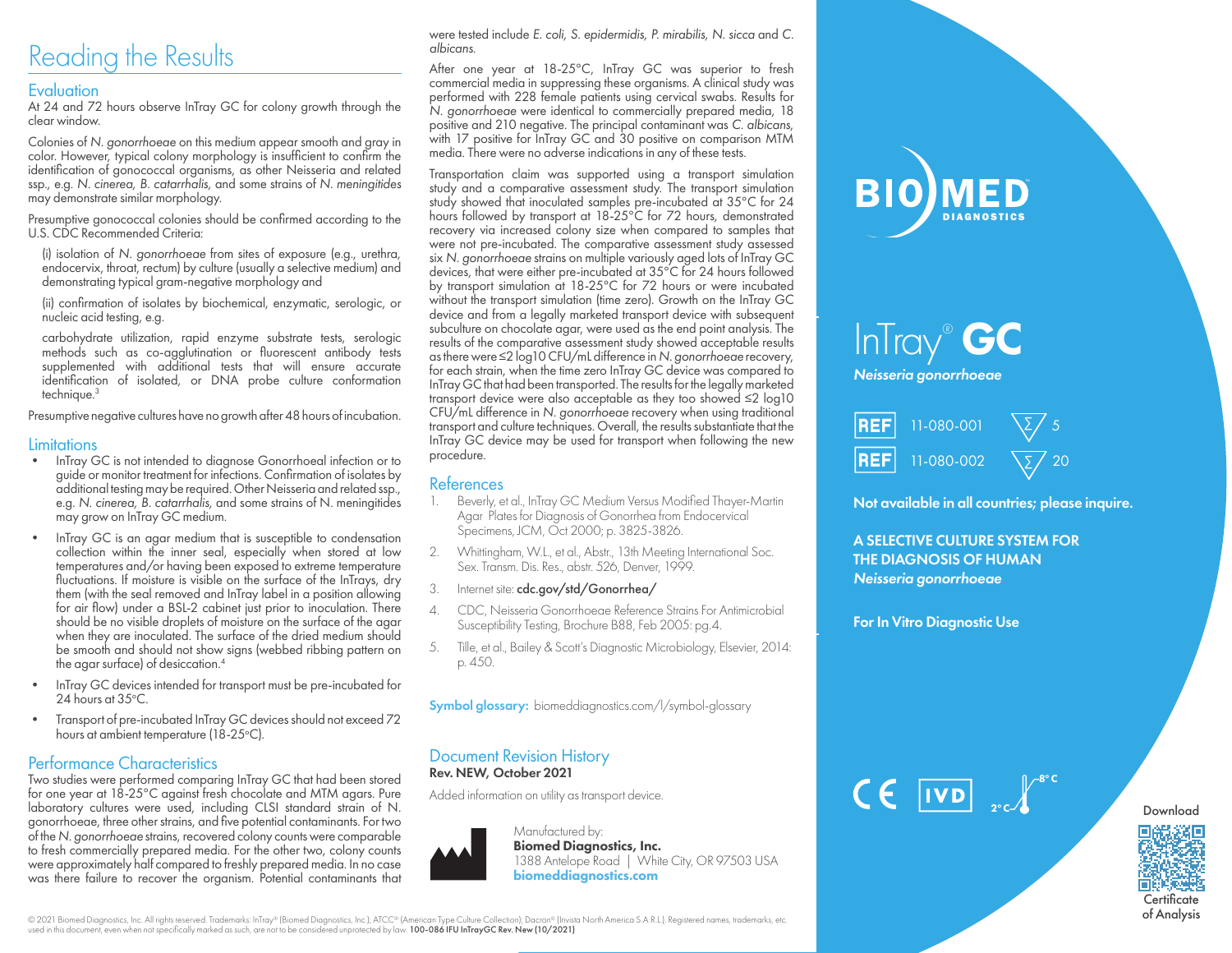# Reading the Results

## Evaluation

At 24 and 72 hours observe InTray GC for colony growth through the clear window.

Colonies of *N. gonorrhoeae* on this medium appear smooth and gray in color. However, typical colony morphology is insufficient to confirm the identification of gonococcal organisms, as other Neisseria and related ssp., e.g. *N. cinerea, B. catarrhalis,* and some strains of *N. meningitides* may demonstrate similar morphology.

Presumptive gonococcal colonies should be confirmed according to the U.S. CDC Recommended Criteria:

(i) isolation of *N. gonorrhoeae* from sites of exposure (e.g., urethra, endocervix, throat, rectum) by culture (usually a selective medium) and demonstrating typical gram-negative morphology and

(ii) confirmation of isolates by biochemical, enzymatic, serologic, or nucleic acid testing, e.g.

carbohydrate utilization, rapid enzyme substrate tests, serologic methods such as co-agglutination or fluorescent antibody tests supplemented with additional tests that will ensure accurate identification of isolated, or DNA probe culture conformation technique.[3]

Presumptive negative cultures have no growth after 48 hours of incubation.

## Limitations

- InTray GC is not intended to diagnose Gonorrhoeal infection or to guide or monitor treatment for infections. Confirmation of isolates by additional testing may be required. Other Neisseria and related ssp., e.g. *N. cinerea, B. catarrhalis,* and some strains of N. meningitides may grow on InTray GC medium.
- InTray GC is an agar medium that is susceptible to condensation collection within the inner seal, especially when stored at low temperatures and/or having been exposed to extreme temperature fluctuations. If moisture is visible on the surface of the InTrays, dry them (with the seal removed and InTray label in a position allowing for air flow) under a BSL-2 cabinet just prior to inoculation. There should be no visible droplets of moisture on the surface of the agar when they are inoculated. The surface of the dried medium should be smooth and should not show signs (webbed ribbing pattern on the agar surface) of desiccation.[4]
- InTray GC devices intended for transport must be pre-incubated for 24 hours at 35°C.
- Transport of pre-incubated InTray GC devices should not exceed 72 hours at ambient temperature (18-25°C).

## Performance Characteristics

Two studies were performed comparing InTray GC that had been stored for one year at 18-25°C against fresh chocolate and MTM agars. Pure laboratory cultures were used, including CLSI standard strain of N. gonorrhoeae, three other strains, and five potential contaminants. For two of the *N. gonorrhoeae* strains, recovered colony counts were comparable to fresh commercially prepared media. For the other two, colony counts were approximately half compared to freshly prepared media. In no case was there failure to recover the organism. Potential contaminants that were tested include *E. coli, S. epidermidis, P. mirabilis, N. sicca* and *C. albicans.*

After one year at 18-25°C, InTray GC was superior to fresh commercial media in suppressing these organisms. A clinical study was performed with 228 female patients using cervical swabs. Results for *N. gonorrhoeae* were identical to commercially prepared media, 18 positive and 210 negative. The principal contaminant was *C. albicans,* with 17 positive for InTray GC and 30 positive on comparison MTM media. There were no adverse indications in any of these tests.

Transportation claim was supported using a transport simulation study and a comparative assessment study. The transport simulation study showed that inoculated samples pre-incubated at 35°C for 24 hours followed by transport at 18-25°C for 72 hours, demonstrated recovery via increased colony size when compared to samples that were not pre-incubated. The comparative assessment study assessed six *N. gonorrhoeae* strains on multiple variously aged lots of InTray GC devices, that were either pre-incubated at 35°C for 24 hours followed by transport simulation at 18-25°C for 72 hours or were incubated without the transport simulation (time zero). Growth on the InTray GC device and from a legally marketed transport device with subsequent subculture on chocolate agar, were used as the end point analysis. The results of the comparative assessment study showed acceptable results as there were ≤2 log10 CFU/mL difference in *N. gonorrhoeae* recovery, for each strain, when the time zero InTray GC device was compared to InTray GC that had been transported. The results for the legally marketed transport device were also acceptable as they too showed ≤2 log10 CFU/mL difference in *N. gonorrhoeae* recovery when using traditional transport and culture techniques. Overall, the results substantiate that the InTray GC device may be used for transport when following the new procedure.

## References

1. Beverly, et al., InTray GC Medium Versus Modified Thayer-Martin Agar Plates for Diagnosis of Gonorrhea from Endocervical Specimens, JCM, Oct 2000; p. 3825-3826.
2. Whittingham, W.L., et al., Abstr., 13th Meeting International Soc. Sex. Transm. Dis. Res., abstr. 526, Denver, 1999.
3. Internet site: **cdc.gov/std/Gonorrhea/**
4. CDC, Neisseria Gonorrhoeae Reference Strains For Antimicrobial Susceptibility Testing, Brochure B88, Feb 2005: pg.4.
5. Tille, et al., Bailey & Scott's Diagnostic Microbiology, Elsevier, 2014: p. 450.

**Symbol glossary:** biomeddiagnostics.com/l/symbol-glossary

## Document Revision History

**Rev. NEW, October 2021**

Added information on utility as transport device.

Manufactured by:
**Biomed Diagnostics, Inc.**
1388 Antelope Road | White City, OR 97503 USA
**biomeddiagnostics.com**

© 2021 Biomed Diagnostics, Inc. All rights reserved. Trademarks: InTray® (Biomed Diagnostics, Inc.); ATCC® (American Type Culture Collection); Dacron® (Invista North America S.A.R.L.). Registered names, trademarks, etc. used in this document, even when not specifically marked as such, are not to be considered unprotected by law. **100-086 IFU InTrayGC Rev. New (10/2021)**

**BIOMED DIAGNOSTICS**

# InTray® GC

***Neisseria gonorrhoeae***

| REF | | Σ |
|---|---|---|
| REF | 11-080-001 | 5 |
| REF | 11-080-002 | 20 |

**Not available in all countries; please inquire.**

**A SELECTIVE CULTURE SYSTEM FOR THE DIAGNOSIS OF HUMAN *Neisseria gonorrhoeae***

**For In Vitro Diagnostic Use**

CE IVD 2°C–8°C

Download Certificate of Analysis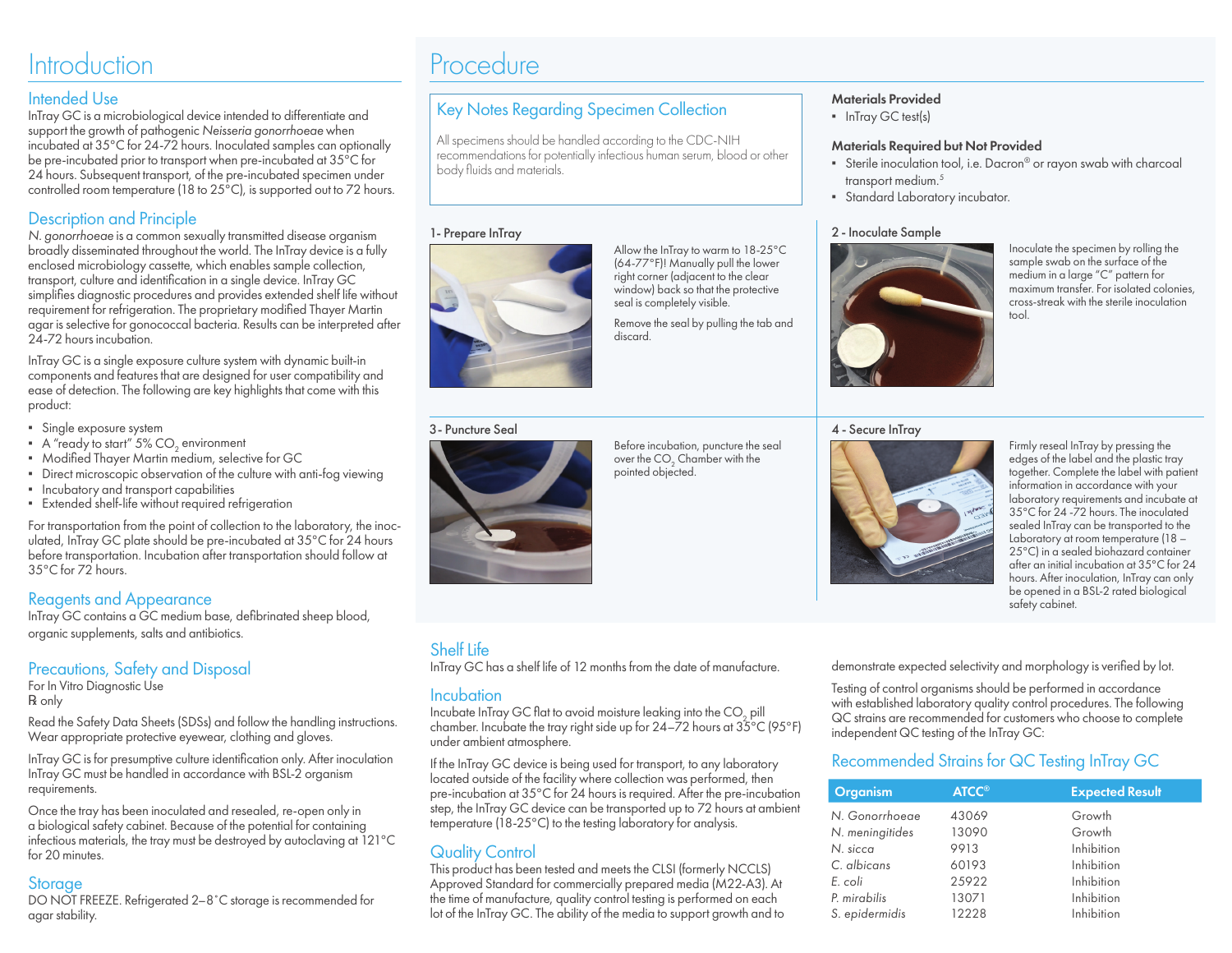# Introduction

## Intended Use

InTray GC is a microbiological device intended to differentiate and support the growth of pathogenic *Neisseria gonorrhoeae* when incubated at 35°C for 24-72 hours. Inoculated samples can optionally be pre-incubated prior to transport when pre-incubated at 35°C for 24 hours. Subsequent transport, of the pre-incubated specimen under controlled room temperature (18 to 25°C), is supported out to 72 hours.

## Description and Principle

*N. gonorrhoeae* is a common sexually transmitted disease organism broadly disseminated throughout the world. The InTray device is a fully enclosed microbiology cassette, which enables sample collection, transport, culture and identification in a single device. InTray GC simplifies diagnostic procedures and provides extended shelf life without requirement for refrigeration. The proprietary modified Thayer Martin agar is selective for gonococcal bacteria. Results can be interpreted after 24-72 hours incubation.

InTray GC is a single exposure culture system with dynamic built-in components and features that are designed for user compatibility and ease of detection. The following are key highlights that come with this product:

- Single exposure system
- A "ready to start" 5% $CO_2$ environment
- Modified Thayer Martin medium, selective for GC
- Direct microscopic observation of the culture with anti-fog viewing
- Incubatory and transport capabilities
- Extended shelf-life without required refrigeration

For transportation from the point of collection to the laboratory, the inoculated, InTray GC plate should be pre-incubated at 35°C for 24 hours before transportation. Incubation after transportation should follow at 35°C for 72 hours.

## Reagents and Appearance

InTray GC contains a GC medium base, defibrinated sheep blood, organic supplements, salts and antibiotics.

## Precautions, Safety and Disposal

For In Vitro Diagnostic Use
℞ only

Read the Safety Data Sheets (SDSs) and follow the handling instructions. Wear appropriate protective eyewear, clothing and gloves.

InTray GC is for presumptive culture identification only. After inoculation InTray GC must be handled in accordance with BSL-2 organism requirements.

Once the tray has been inoculated and resealed, re-open only in a biological safety cabinet. Because of the potential for containing infectious materials, the tray must be destroyed by autoclaving at 121°C for 20 minutes.

## Storage

DO NOT FREEZE. Refrigerated 2–8˚C storage is recommended for agar stability.

# Procedure

## Key Notes Regarding Specimen Collection

All specimens should be handled according to the CDC-NIH recommendations for potentially infectious human serum, blood or other body fluids and materials.

**Materials Provided**

- InTray GC test(s)

**Materials Required but Not Provided**

- Sterile inoculation tool, i.e. Dacron® or rayon swab with charcoal transport medium.[5]
- Standard Laboratory incubator.

### 1- Prepare InTray

Allow the InTray to warm to 18-25°C (64-77°F)! Manually pull the lower right corner (adjacent to the clear window) back so that the protective seal is completely visible.

Remove the seal by pulling the tab and discard.

### 2 - Inoculate Sample

Inoculate the specimen by rolling the sample swab on the surface of the medium in a large "C" pattern for maximum transfer. For isolated colonies, cross-streak with the sterile inoculation tool.

### 3 - Puncture Seal

Before incubation, puncture the seal over the $CO_2$ Chamber with the pointed objected.

### 4 - Secure InTray

Firmly reseal InTray by pressing the edges of the label and the plastic tray together. Complete the label with patient information in accordance with your laboratory requirements and incubate at 35°C for 24 -72 hours. The inoculated sealed InTray can be transported to the Laboratory at room temperature (18 – 25°C) in a sealed biohazard container after an initial incubation at 35°C for 24 hours. After inoculation, InTray can only be opened in a BSL-2 rated biological safety cabinet.

## Shelf Life

InTray GC has a shelf life of 12 months from the date of manufacture.

## Incubation

Incubate InTray GC flat to avoid moisture leaking into the $CO_2$ pill chamber. Incubate the tray right side up for 24–72 hours at 35°C (95°F) under ambient atmosphere.

If the InTray GC device is being used for transport, to any laboratory located outside of the facility where collection was performed, then pre-incubation at 35°C for 24 hours is required. After the pre-incubation step, the InTray GC device can be transported up to 72 hours at ambient temperature (18-25°C) to the testing laboratory for analysis.

## Quality Control

This product has been tested and meets the CLSI (formerly NCCLS) Approved Standard for commercially prepared media (M22-A3). At the time of manufacture, quality control testing is performed on each lot of the InTray GC. The ability of the media to support growth and to demonstrate expected selectivity and morphology is verified by lot.

Testing of control organisms should be performed in accordance with established laboratory quality control procedures. The following QC strains are recommended for customers who choose to complete independent QC testing of the InTray GC:

## Recommended Strains for QC Testing InTray GC

| Organism | ATCC® | Expected Result |
|---|---|---|
| *N. Gonorrhoeae* | 43069 | Growth |
| *N. meningitides* | 13090 | Growth |
| *N. sicca* | 9913 | Inhibition |
| *C. albicans* | 60193 | Inhibition |
| *E. coli* | 25922 | Inhibition |
| *P. mirabilis* | 13071 | Inhibition |
| *S. epidermidis* | 12228 | Inhibition |